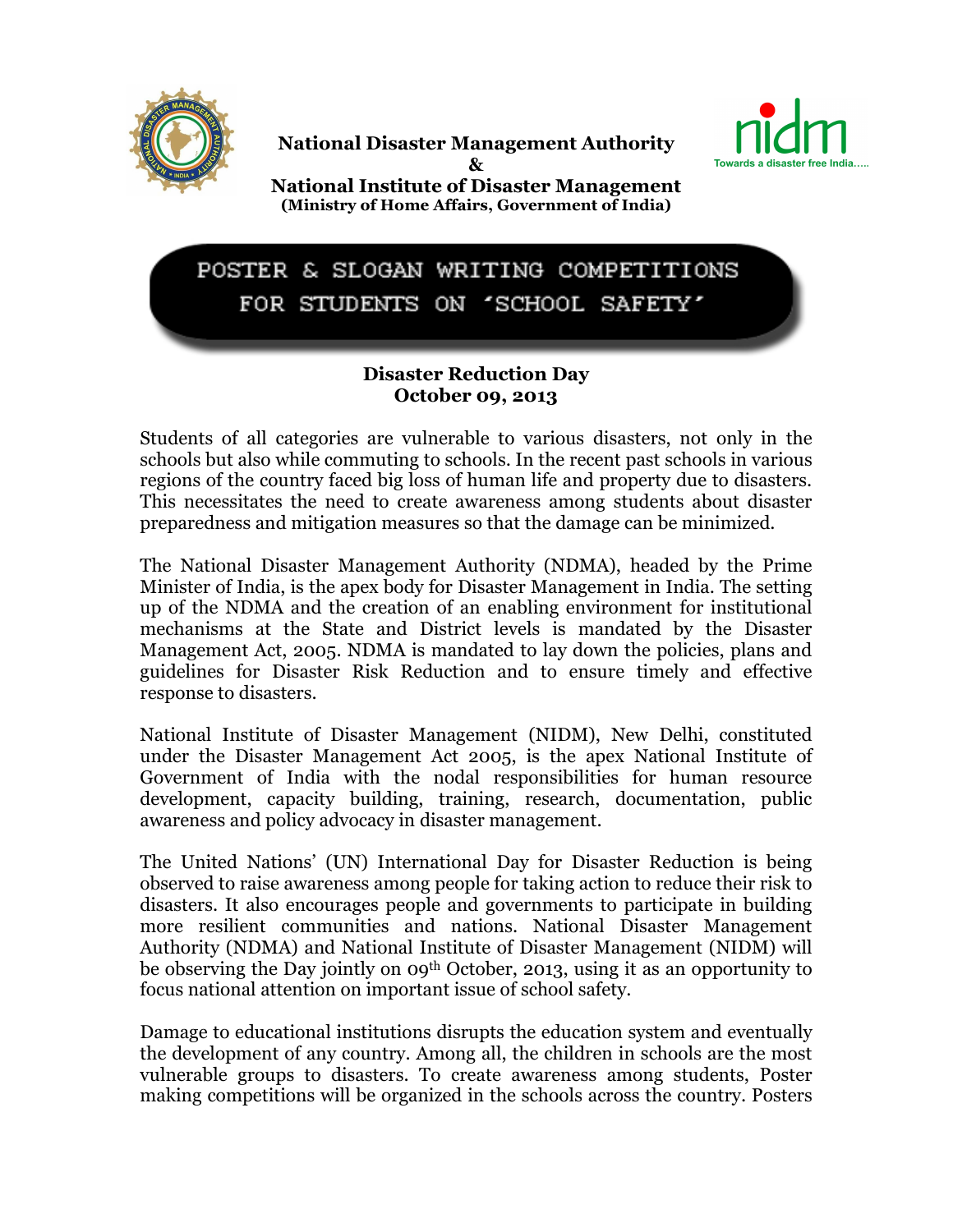**National Disaster Management Authority**
**&**
**National Institute of Disaster Management**
**(Ministry of Home Affairs, Government of India)**

Towards a disaster free India.....

# POSTER & SLOGAN WRITING COMPETITIONS FOR STUDENTS ON 'SCHOOL SAFETY'

## Disaster Reduction Day
## October 09, 2013

Students of all categories are vulnerable to various disasters, not only in the schools but also while commuting to schools. In the recent past schools in various regions of the country faced big loss of human life and property due to disasters. This necessitates the need to create awareness among students about disaster preparedness and mitigation measures so that the damage can be minimized.

The National Disaster Management Authority (NDMA), headed by the Prime Minister of India, is the apex body for Disaster Management in India. The setting up of the NDMA and the creation of an enabling environment for institutional mechanisms at the State and District levels is mandated by the Disaster Management Act, 2005. NDMA is mandated to lay down the policies, plans and guidelines for Disaster Risk Reduction and to ensure timely and effective response to disasters.

National Institute of Disaster Management (NIDM), New Delhi, constituted under the Disaster Management Act 2005, is the apex National Institute of Government of India with the nodal responsibilities for human resource development, capacity building, training, research, documentation, public awareness and policy advocacy in disaster management.

The United Nations' (UN) International Day for Disaster Reduction is being observed to raise awareness among people for taking action to reduce their risk to disasters. It also encourages people and governments to participate in building more resilient communities and nations. National Disaster Management Authority (NDMA) and National Institute of Disaster Management (NIDM) will be observing the Day jointly on 09th October, 2013, using it as an opportunity to focus national attention on important issue of school safety.

Damage to educational institutions disrupts the education system and eventually the development of any country. Among all, the children in schools are the most vulnerable groups to disasters. To create awareness among students, Poster making competitions will be organized in the schools across the country. Posters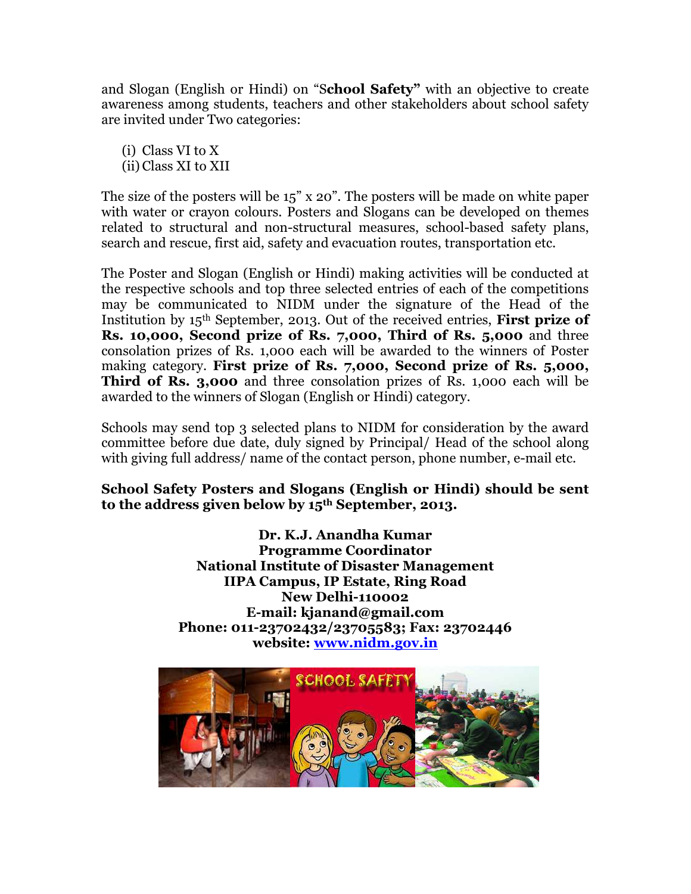and Slogan (English or Hindi) on "S**chool Safety"** with an objective to create awareness among students, teachers and other stakeholders about school safety are invited under Two categories:

(i) Class VI to X
(ii) Class XI to XII

The size of the posters will be 15" x 20". The posters will be made on white paper with water or crayon colours. Posters and Slogans can be developed on themes related to structural and non-structural measures, school-based safety plans, search and rescue, first aid, safety and evacuation routes, transportation etc.

The Poster and Slogan (English or Hindi) making activities will be conducted at the respective schools and top three selected entries of each of the competitions may be communicated to NIDM under the signature of the Head of the Institution by 15th September, 2013. Out of the received entries, **First prize of Rs. 10,000, Second prize of Rs. 7,000, Third of Rs. 5,000** and three consolation prizes of Rs. 1,000 each will be awarded to the winners of Poster making category. **First prize of Rs. 7,000, Second prize of Rs. 5,000, Third of Rs. 3,000** and three consolation prizes of Rs. 1,000 each will be awarded to the winners of Slogan (English or Hindi) category.

Schools may send top 3 selected plans to NIDM for consideration by the award committee before due date, duly signed by Principal/ Head of the school along with giving full address/ name of the contact person, phone number, e-mail etc.

**School Safety Posters and Slogans (English or Hindi) should be sent to the address given below by 15th September, 2013.**

**Dr. K.J. Anandha Kumar**
**Programme Coordinator**
**National Institute of Disaster Management**
**IIPA Campus, IP Estate, Ring Road**
**New Delhi-110002**
**E-mail: kjanand@gmail.com**
**Phone: 011-23702432/23705583; Fax: 23702446**
**website: [www.nidm.gov.in](http://www.nidm.gov.in)**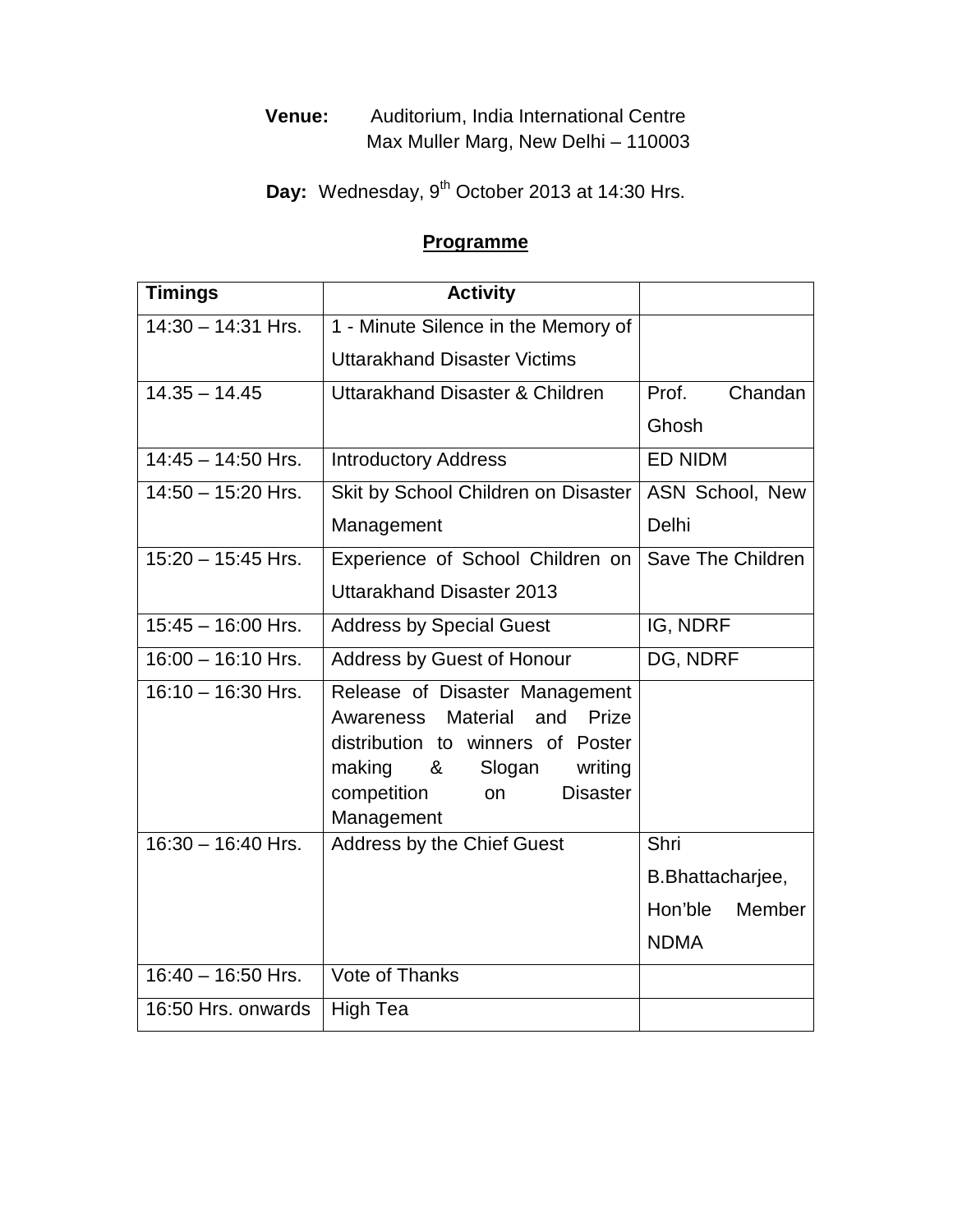**Venue:** Auditorium, India International Centre
Max Muller Marg, New Delhi – 110003

**Day:** Wednesday, 9th October 2013 at 14:30 Hrs.

## Programme

| Timings | Activity | |
|---|---|---|
| 14:30 – 14:31 Hrs. | 1 - Minute Silence in the Memory of Uttarakhand Disaster Victims | |
| 14.35 – 14.45 | Uttarakhand Disaster & Children | Prof. Chandan Ghosh |
| 14:45 – 14:50 Hrs. | Introductory Address | ED NIDM |
| 14:50 – 15:20 Hrs. | Skit by School Children on Disaster Management | ASN School, New Delhi |
| 15:20 – 15:45 Hrs. | Experience of School Children on Uttarakhand Disaster 2013 | Save The Children |
| 15:45 – 16:00 Hrs. | Address by Special Guest | IG, NDRF |
| 16:00 – 16:10 Hrs. | Address by Guest of Honour | DG, NDRF |
| 16:10 – 16:30 Hrs. | Release of Disaster Management Awareness Material and Prize distribution to winners of Poster making & Slogan writing competition on Disaster Management | |
| 16:30 – 16:40 Hrs. | Address by the Chief Guest | Shri B.Bhattacharjee, Hon'ble Member NDMA |
| 16:40 – 16:50 Hrs. | Vote of Thanks | |
| 16:50 Hrs. onwards | High Tea | |